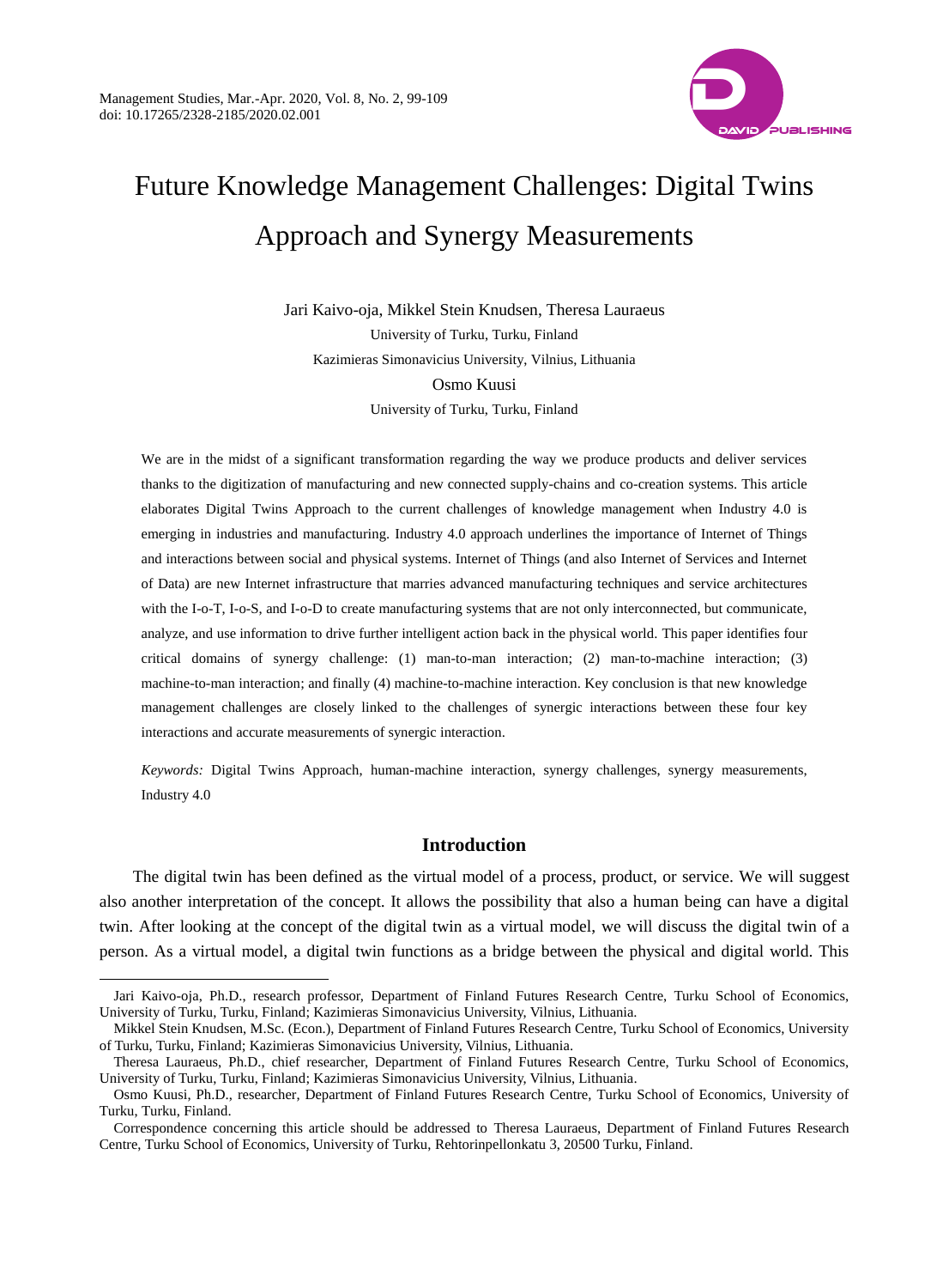# Future Knowledge Management Challenges: Digital Twins Approach and Synergy Measurements

Jari Kaivo-oja, Mikkel Stein Knudsen, Theresa Lauraeus
University of Turku, Turku, Finland
Kazimieras Simonavicius University, Vilnius, Lithuania

Osmo Kuusi
University of Turku, Turku, Finland

We are in the midst of a significant transformation regarding the way we produce products and deliver services thanks to the digitization of manufacturing and new connected supply-chains and co-creation systems. This article elaborates Digital Twins Approach to the current challenges of knowledge management when Industry 4.0 is emerging in industries and manufacturing. Industry 4.0 approach underlines the importance of Internet of Things and interactions between social and physical systems. Internet of Things (and also Internet of Services and Internet of Data) are new Internet infrastructure that marries advanced manufacturing techniques and service architectures with the I-o-T, I-o-S, and I-o-D to create manufacturing systems that are not only interconnected, but communicate, analyze, and use information to drive further intelligent action back in the physical world. This paper identifies four critical domains of synergy challenge: (1) man-to-man interaction; (2) man-to-machine interaction; (3) machine-to-man interaction; and finally (4) machine-to-machine interaction. Key conclusion is that new knowledge management challenges are closely linked to the challenges of synergic interactions between these four key interactions and accurate measurements of synergic interaction.

*Keywords:* Digital Twins Approach, human-machine interaction, synergy challenges, synergy measurements, Industry 4.0

## Introduction

The digital twin has been defined as the virtual model of a process, product, or service. We will suggest also another interpretation of the concept. It allows the possibility that also a human being can have a digital twin. After looking at the concept of the digital twin as a virtual model, we will discuss the digital twin of a person. As a virtual model, a digital twin functions as a bridge between the physical and digital world. This

---

Jari Kaivo-oja, Ph.D., research professor, Department of Finland Futures Research Centre, Turku School of Economics, University of Turku, Turku, Finland; Kazimieras Simonavicius University, Vilnius, Lithuania.

Mikkel Stein Knudsen, M.Sc. (Econ.), Department of Finland Futures Research Centre, Turku School of Economics, University of Turku, Turku, Finland; Kazimieras Simonavicius University, Vilnius, Lithuania.

Theresa Lauraeus, Ph.D., chief researcher, Department of Finland Futures Research Centre, Turku School of Economics, University of Turku, Turku, Finland; Kazimieras Simonavicius University, Vilnius, Lithuania.

Osmo Kuusi, Ph.D., researcher, Department of Finland Futures Research Centre, Turku School of Economics, University of Turku, Turku, Finland.

Correspondence concerning this article should be addressed to Theresa Lauraeus, Department of Finland Futures Research Centre, Turku School of Economics, University of Turku, Rehtorinpellonkatu 3, 20500 Turku, Finland.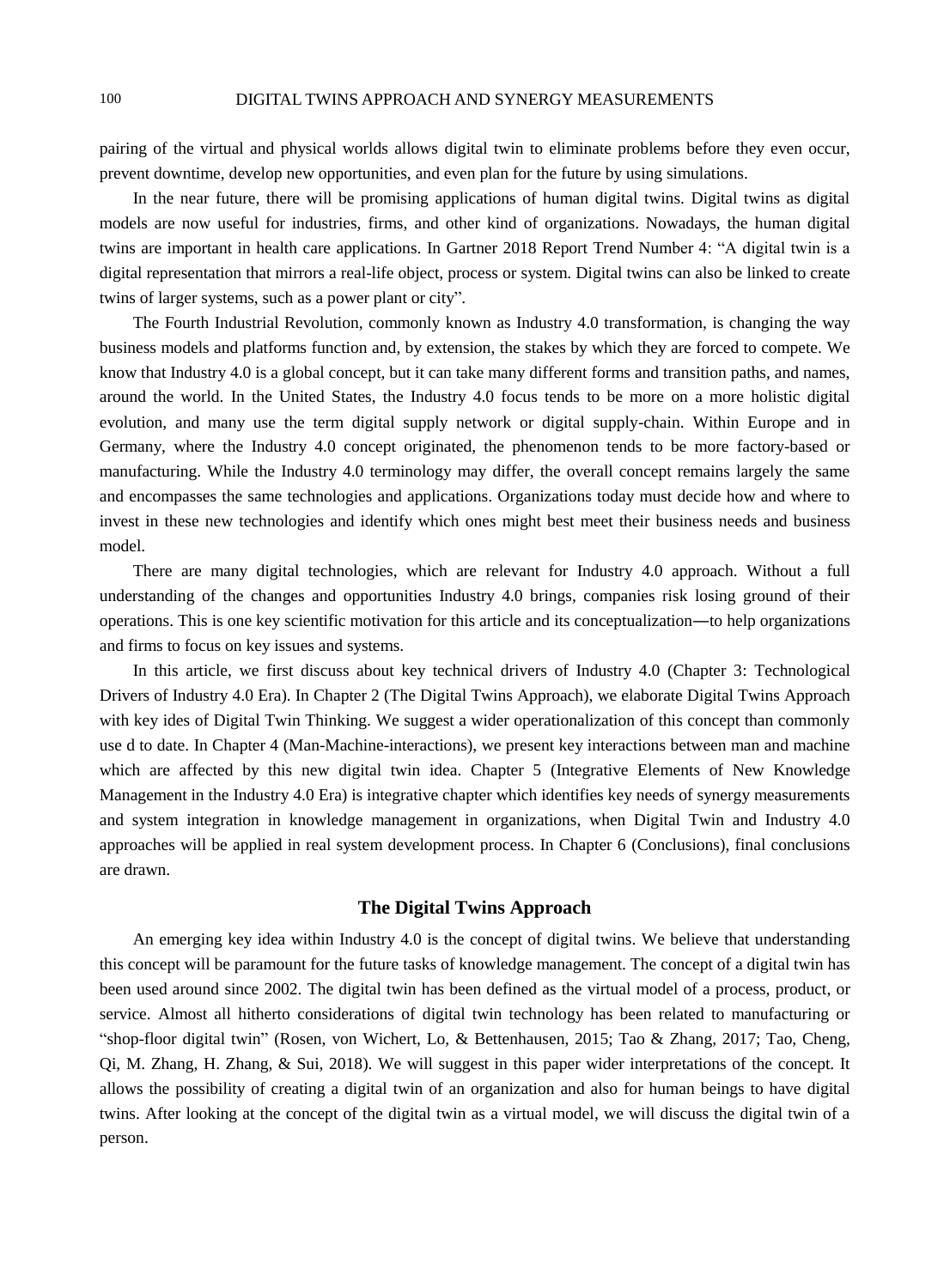pairing of the virtual and physical worlds allows digital twin to eliminate problems before they even occur, prevent downtime, develop new opportunities, and even plan for the future by using simulations.

In the near future, there will be promising applications of human digital twins. Digital twins as digital models are now useful for industries, firms, and other kind of organizations. Nowadays, the human digital twins are important in health care applications. In Gartner 2018 Report Trend Number 4: "A digital twin is a digital representation that mirrors a real-life object, process or system. Digital twins can also be linked to create twins of larger systems, such as a power plant or city".

The Fourth Industrial Revolution, commonly known as Industry 4.0 transformation, is changing the way business models and platforms function and, by extension, the stakes by which they are forced to compete. We know that Industry 4.0 is a global concept, but it can take many different forms and transition paths, and names, around the world. In the United States, the Industry 4.0 focus tends to be more on a more holistic digital evolution, and many use the term digital supply network or digital supply-chain. Within Europe and in Germany, where the Industry 4.0 concept originated, the phenomenon tends to be more factory-based or manufacturing. While the Industry 4.0 terminology may differ, the overall concept remains largely the same and encompasses the same technologies and applications. Organizations today must decide how and where to invest in these new technologies and identify which ones might best meet their business needs and business model.

There are many digital technologies, which are relevant for Industry 4.0 approach. Without a full understanding of the changes and opportunities Industry 4.0 brings, companies risk losing ground of their operations. This is one key scientific motivation for this article and its conceptualization—to help organizations and firms to focus on key issues and systems.

In this article, we first discuss about key technical drivers of Industry 4.0 (Chapter 3: Technological Drivers of Industry 4.0 Era). In Chapter 2 (The Digital Twins Approach), we elaborate Digital Twins Approach with key ides of Digital Twin Thinking. We suggest a wider operationalization of this concept than commonly use d to date. In Chapter 4 (Man-Machine-interactions), we present key interactions between man and machine which are affected by this new digital twin idea. Chapter 5 (Integrative Elements of New Knowledge Management in the Industry 4.0 Era) is integrative chapter which identifies key needs of synergy measurements and system integration in knowledge management in organizations, when Digital Twin and Industry 4.0 approaches will be applied in real system development process. In Chapter 6 (Conclusions), final conclusions are drawn.

## The Digital Twins Approach

An emerging key idea within Industry 4.0 is the concept of digital twins. We believe that understanding this concept will be paramount for the future tasks of knowledge management. The concept of a digital twin has been used around since 2002. The digital twin has been defined as the virtual model of a process, product, or service. Almost all hitherto considerations of digital twin technology has been related to manufacturing or "shop-floor digital twin" (Rosen, von Wichert, Lo, & Bettenhausen, 2015; Tao & Zhang, 2017; Tao, Cheng, Qi, M. Zhang, H. Zhang, & Sui, 2018). We will suggest in this paper wider interpretations of the concept. It allows the possibility of creating a digital twin of an organization and also for human beings to have digital twins. After looking at the concept of the digital twin as a virtual model, we will discuss the digital twin of a person.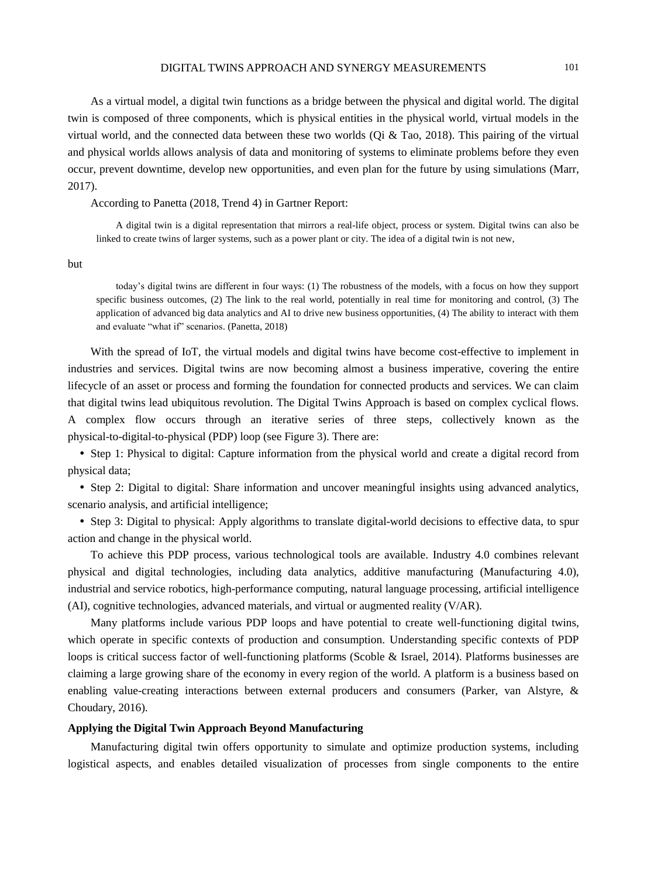As a virtual model, a digital twin functions as a bridge between the physical and digital world. The digital twin is composed of three components, which is physical entities in the physical world, virtual models in the virtual world, and the connected data between these two worlds (Qi & Tao, 2018). This pairing of the virtual and physical worlds allows analysis of data and monitoring of systems to eliminate problems before they even occur, prevent downtime, develop new opportunities, and even plan for the future by using simulations (Marr, 2017).

According to Panetta (2018, Trend 4) in Gartner Report:

> A digital twin is a digital representation that mirrors a real-life object, process or system. Digital twins can also be linked to create twins of larger systems, such as a power plant or city. The idea of a digital twin is not new,

but

> today's digital twins are different in four ways: (1) The robustness of the models, with a focus on how they support specific business outcomes, (2) The link to the real world, potentially in real time for monitoring and control, (3) The application of advanced big data analytics and AI to drive new business opportunities, (4) The ability to interact with them and evaluate "what if" scenarios. (Panetta, 2018)

With the spread of IoT, the virtual models and digital twins have become cost-effective to implement in industries and services. Digital twins are now becoming almost a business imperative, covering the entire lifecycle of an asset or process and forming the foundation for connected products and services. We can claim that digital twins lead ubiquitous revolution. The Digital Twins Approach is based on complex cyclical flows. A complex flow occurs through an iterative series of three steps, collectively known as the physical-to-digital-to-physical (PDP) loop (see Figure 3). There are:

- Step 1: Physical to digital: Capture information from the physical world and create a digital record from physical data;
- Step 2: Digital to digital: Share information and uncover meaningful insights using advanced analytics, scenario analysis, and artificial intelligence;
- Step 3: Digital to physical: Apply algorithms to translate digital-world decisions to effective data, to spur action and change in the physical world.

To achieve this PDP process, various technological tools are available. Industry 4.0 combines relevant physical and digital technologies, including data analytics, additive manufacturing (Manufacturing 4.0), industrial and service robotics, high-performance computing, natural language processing, artificial intelligence (AI), cognitive technologies, advanced materials, and virtual or augmented reality (V/AR).

Many platforms include various PDP loops and have potential to create well-functioning digital twins, which operate in specific contexts of production and consumption. Understanding specific contexts of PDP loops is critical success factor of well-functioning platforms (Scoble & Israel, 2014). Platforms businesses are claiming a large growing share of the economy in every region of the world. A platform is a business based on enabling value-creating interactions between external producers and consumers (Parker, van Alstyre, & Choudary, 2016).

**Applying the Digital Twin Approach Beyond Manufacturing**

Manufacturing digital twin offers opportunity to simulate and optimize production systems, including logistical aspects, and enables detailed visualization of processes from single components to the entire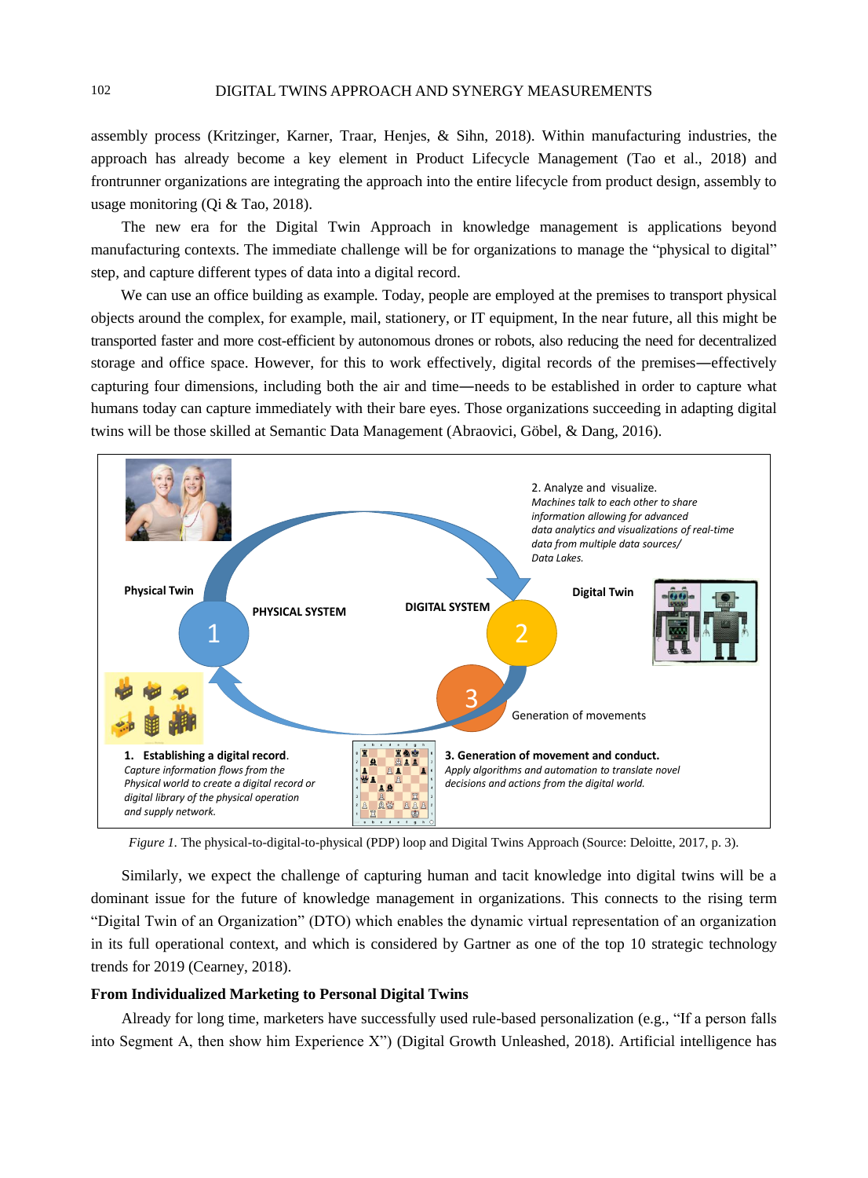assembly process (Kritzinger, Karner, Traar, Henjes, & Sihn, 2018). Within manufacturing industries, the approach has already become a key element in Product Lifecycle Management (Tao et al., 2018) and frontrunner organizations are integrating the approach into the entire lifecycle from product design, assembly to usage monitoring (Qi & Tao, 2018).

The new era for the Digital Twin Approach in knowledge management is applications beyond manufacturing contexts. The immediate challenge will be for organizations to manage the "physical to digital" step, and capture different types of data into a digital record.

We can use an office building as example. Today, people are employed at the premises to transport physical objects around the complex, for example, mail, stationery, or IT equipment, In the near future, all this might be transported faster and more cost-efficient by autonomous drones or robots, also reducing the need for decentralized storage and office space. However, for this to work effectively, digital records of the premises—effectively capturing four dimensions, including both the air and time—needs to be established in order to capture what humans today can capture immediately with their bare eyes. Those organizations succeeding in adapting digital twins will be those skilled at Semantic Data Management (Abraovici, Göbel, & Dang, 2016).

*Figure 1.* The physical-to-digital-to-physical (PDP) loop and Digital Twins Approach (Source: Deloitte, 2017, p. 3).

Similarly, we expect the challenge of capturing human and tacit knowledge into digital twins will be a dominant issue for the future of knowledge management in organizations. This connects to the rising term "Digital Twin of an Organization" (DTO) which enables the dynamic virtual representation of an organization in its full operational context, and which is considered by Gartner as one of the top 10 strategic technology trends for 2019 (Cearney, 2018).

**From Individualized Marketing to Personal Digital Twins**

Already for long time, marketers have successfully used rule-based personalization (e.g., "If a person falls into Segment A, then show him Experience X") (Digital Growth Unleashed, 2018). Artificial intelligence has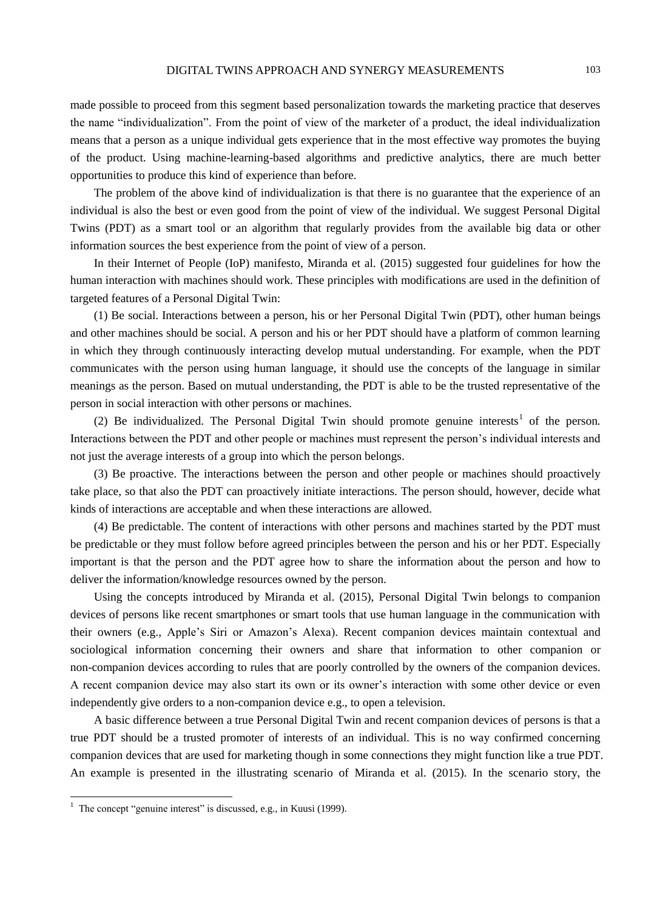made possible to proceed from this segment based personalization towards the marketing practice that deserves the name "individualization". From the point of view of the marketer of a product, the ideal individualization means that a person as a unique individual gets experience that in the most effective way promotes the buying of the product. Using machine-learning-based algorithms and predictive analytics, there are much better opportunities to produce this kind of experience than before.

The problem of the above kind of individualization is that there is no guarantee that the experience of an individual is also the best or even good from the point of view of the individual. We suggest Personal Digital Twins (PDT) as a smart tool or an algorithm that regularly provides from the available big data or other information sources the best experience from the point of view of a person.

In their Internet of People (IoP) manifesto, Miranda et al. (2015) suggested four guidelines for how the human interaction with machines should work. These principles with modifications are used in the definition of targeted features of a Personal Digital Twin:

(1) Be social. Interactions between a person, his or her Personal Digital Twin (PDT), other human beings and other machines should be social. A person and his or her PDT should have a platform of common learning in which they through continuously interacting develop mutual understanding. For example, when the PDT communicates with the person using human language, it should use the concepts of the language in similar meanings as the person. Based on mutual understanding, the PDT is able to be the trusted representative of the person in social interaction with other persons or machines.

(2) Be individualized. The Personal Digital Twin should promote genuine interests[1] of the person. Interactions between the PDT and other people or machines must represent the person's individual interests and not just the average interests of a group into which the person belongs.

(3) Be proactive. The interactions between the person and other people or machines should proactively take place, so that also the PDT can proactively initiate interactions. The person should, however, decide what kinds of interactions are acceptable and when these interactions are allowed.

(4) Be predictable. The content of interactions with other persons and machines started by the PDT must be predictable or they must follow before agreed principles between the person and his or her PDT. Especially important is that the person and the PDT agree how to share the information about the person and how to deliver the information/knowledge resources owned by the person.

Using the concepts introduced by Miranda et al. (2015), Personal Digital Twin belongs to companion devices of persons like recent smartphones or smart tools that use human language in the communication with their owners (e.g., Apple's Siri or Amazon's Alexa). Recent companion devices maintain contextual and sociological information concerning their owners and share that information to other companion or non-companion devices according to rules that are poorly controlled by the owners of the companion devices. A recent companion device may also start its own or its owner's interaction with some other device or even independently give orders to a non-companion device e.g., to open a television.

A basic difference between a true Personal Digital Twin and recent companion devices of persons is that a true PDT should be a trusted promoter of interests of an individual. This is no way confirmed concerning companion devices that are used for marketing though in some connections they might function like a true PDT. An example is presented in the illustrating scenario of Miranda et al. (2015). In the scenario story, the

[1] The concept "genuine interest" is discussed, e.g., in Kuusi (1999).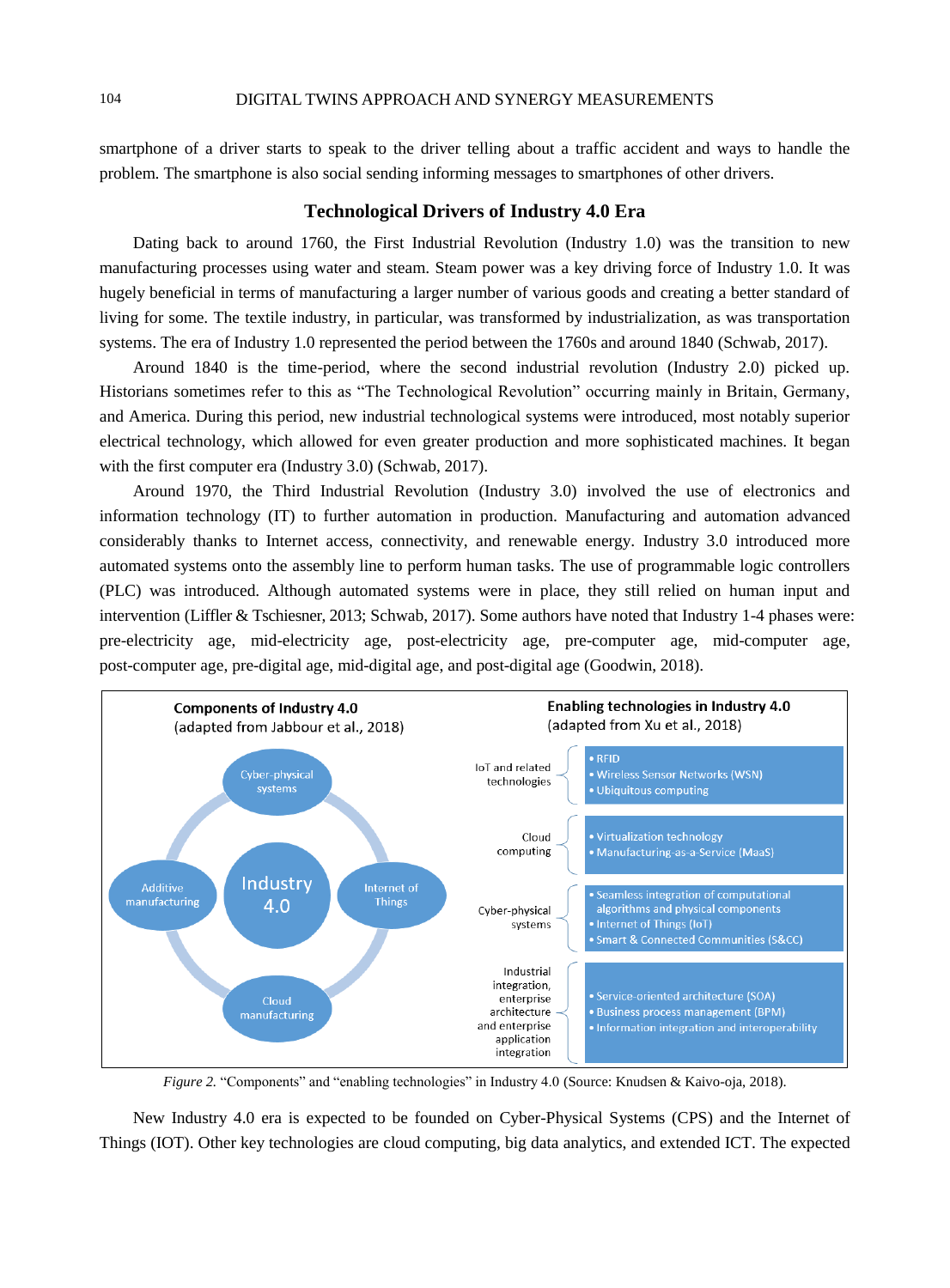smartphone of a driver starts to speak to the driver telling about a traffic accident and ways to handle the problem. The smartphone is also social sending informing messages to smartphones of other drivers.

## Technological Drivers of Industry 4.0 Era

Dating back to around 1760, the First Industrial Revolution (Industry 1.0) was the transition to new manufacturing processes using water and steam. Steam power was a key driving force of Industry 1.0. It was hugely beneficial in terms of manufacturing a larger number of various goods and creating a better standard of living for some. The textile industry, in particular, was transformed by industrialization, as was transportation systems. The era of Industry 1.0 represented the period between the 1760s and around 1840 (Schwab, 2017).

Around 1840 is the time-period, where the second industrial revolution (Industry 2.0) picked up. Historians sometimes refer to this as "The Technological Revolution" occurring mainly in Britain, Germany, and America. During this period, new industrial technological systems were introduced, most notably superior electrical technology, which allowed for even greater production and more sophisticated machines. It began with the first computer era (Industry 3.0) (Schwab, 2017).

Around 1970, the Third Industrial Revolution (Industry 3.0) involved the use of electronics and information technology (IT) to further automation in production. Manufacturing and automation advanced considerably thanks to Internet access, connectivity, and renewable energy. Industry 3.0 introduced more automated systems onto the assembly line to perform human tasks. The use of programmable logic controllers (PLC) was introduced. Although automated systems were in place, they still relied on human input and intervention (Liffler & Tschiesner, 2013; Schwab, 2017). Some authors have noted that Industry 1-4 phases were: pre-electricity age, mid-electricity age, post-electricity age, pre-computer age, mid-computer age, post-computer age, pre-digital age, mid-digital age, and post-digital age (Goodwin, 2018).

**Components of Industry 4.0** (adapted from Jabbour et al., 2018)

- Industry 4.0
  - Cyber-physical systems
  - Internet of Things
  - Cloud manufacturing
  - Additive manufacturing

**Enabling technologies in Industry 4.0** (adapted from Xu et al., 2018)

| Technology area | Enabling technologies |
| --- | --- |
| IoT and related technologies | • RFID<br>• Wireless Sensor Networks (WSN)<br>• Ubiquitous computing |
| Cloud computing | • Virtualization technology<br>• Manufacturing-as-a-Service (MaaS) |
| Cyber-physical systems | • Seamless integration of computational algorithms and physical components<br>• Internet of Things (IoT)<br>• Smart & Connected Communities (S&CC) |
| Industrial integration, enterprise architecture and enterprise application integration | • Service-oriented architecture (SOA)<br>• Business process management (BPM)<br>• Information integration and interoperability |

*Figure 2.* "Components" and "enabling technologies" in Industry 4.0 (Source: Knudsen & Kaivo-oja, 2018).

New Industry 4.0 era is expected to be founded on Cyber-Physical Systems (CPS) and the Internet of Things (IOT). Other key technologies are cloud computing, big data analytics, and extended ICT. The expected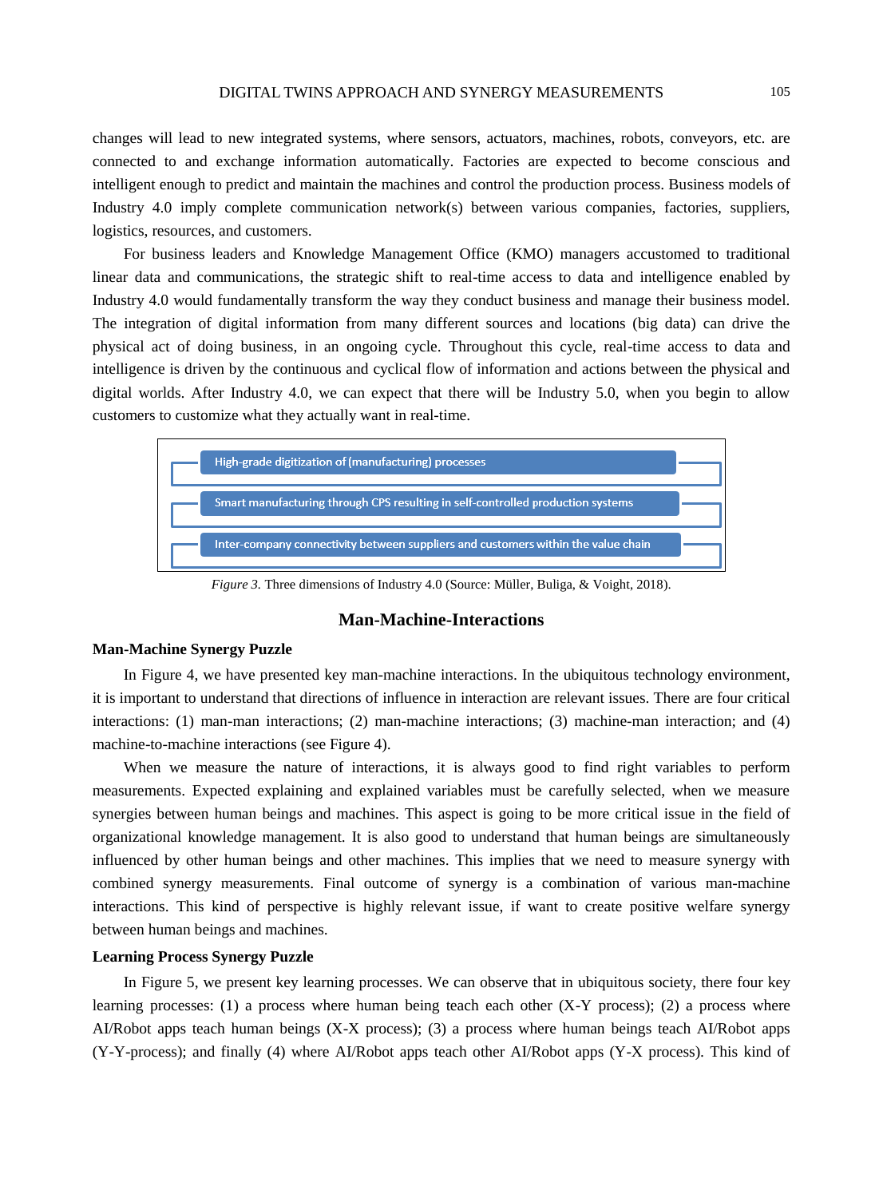changes will lead to new integrated systems, where sensors, actuators, machines, robots, conveyors, etc. are connected to and exchange information automatically. Factories are expected to become conscious and intelligent enough to predict and maintain the machines and control the production process. Business models of Industry 4.0 imply complete communication network(s) between various companies, factories, suppliers, logistics, resources, and customers.

For business leaders and Knowledge Management Office (KMO) managers accustomed to traditional linear data and communications, the strategic shift to real-time access to data and intelligence enabled by Industry 4.0 would fundamentally transform the way they conduct business and manage their business model. The integration of digital information from many different sources and locations (big data) can drive the physical act of doing business, in an ongoing cycle. Throughout this cycle, real-time access to data and intelligence is driven by the continuous and cyclical flow of information and actions between the physical and digital worlds. After Industry 4.0, we can expect that there will be Industry 5.0, when you begin to allow customers to customize what they actually want in real-time.

- High-grade digitization of (manufacturing) processes
- Smart manufacturing through CPS resulting in self-controlled production systems
- Inter-company connectivity between suppliers and customers within the value chain

*Figure 3.* Three dimensions of Industry 4.0 (Source: Müller, Buliga, & Voight, 2018).

## Man-Machine-Interactions

### Man-Machine Synergy Puzzle

In Figure 4, we have presented key man-machine interactions. In the ubiquitous technology environment, it is important to understand that directions of influence in interaction are relevant issues. There are four critical interactions: (1) man-man interactions; (2) man-machine interactions; (3) machine-man interaction; and (4) machine-to-machine interactions (see Figure 4).

When we measure the nature of interactions, it is always good to find right variables to perform measurements. Expected explaining and explained variables must be carefully selected, when we measure synergies between human beings and machines. This aspect is going to be more critical issue in the field of organizational knowledge management. It is also good to understand that human beings are simultaneously influenced by other human beings and other machines. This implies that we need to measure synergy with combined synergy measurements. Final outcome of synergy is a combination of various man-machine interactions. This kind of perspective is highly relevant issue, if want to create positive welfare synergy between human beings and machines.

### Learning Process Synergy Puzzle

In Figure 5, we present key learning processes. We can observe that in ubiquitous society, there four key learning processes: (1) a process where human being teach each other (X-Y process); (2) a process where AI/Robot apps teach human beings (X-X process); (3) a process where human beings teach AI/Robot apps (Y-Y-process); and finally (4) where AI/Robot apps teach other AI/Robot apps (Y-X process). This kind of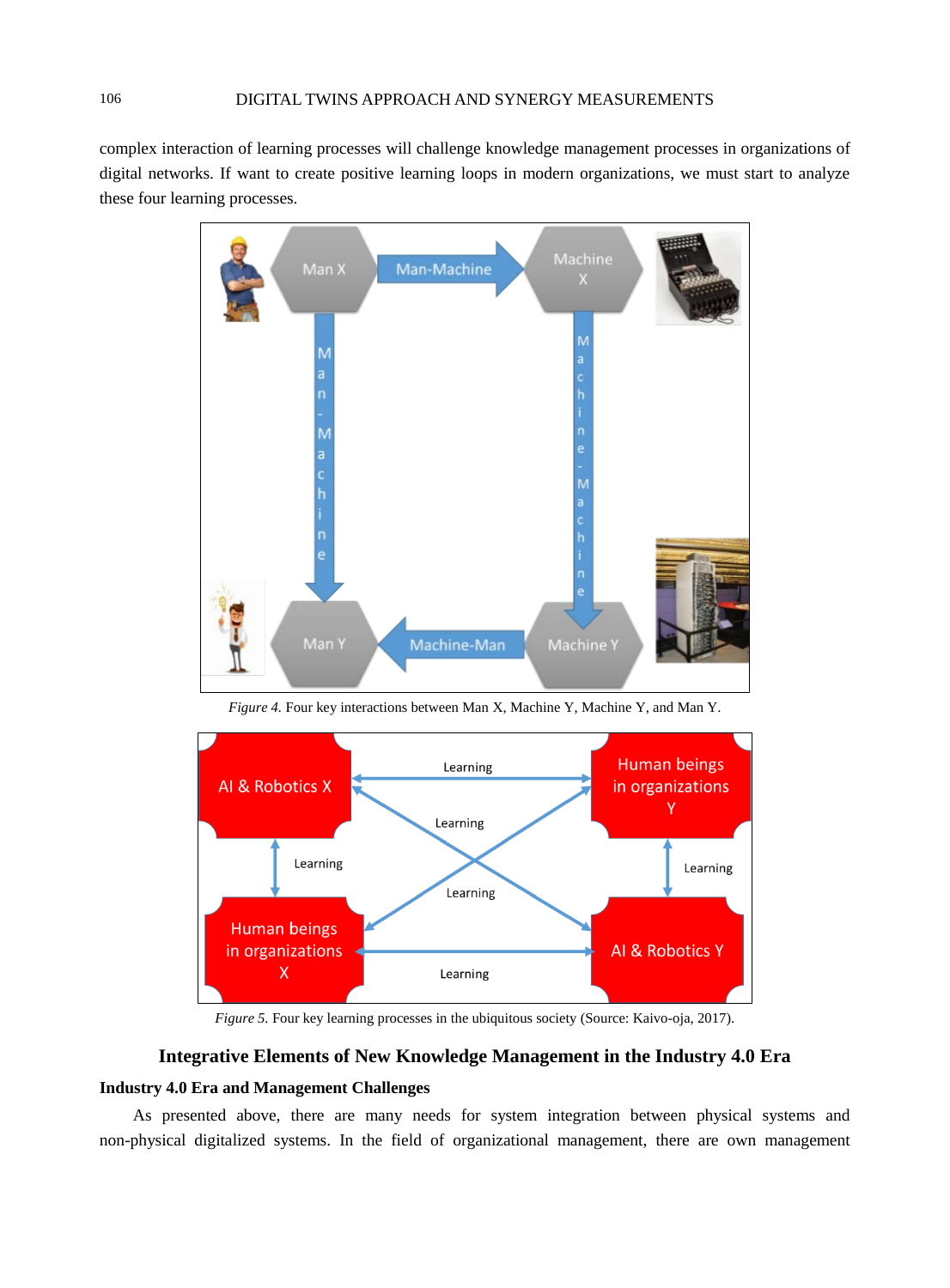complex interaction of learning processes will challenge knowledge management processes in organizations of digital networks. If want to create positive learning loops in modern organizations, we must start to analyze these four learning processes.

*Figure 4.* Four key interactions between Man X, Machine Y, Machine Y, and Man Y.

*Figure 5.* Four key learning processes in the ubiquitous society (Source: Kaivo-oja, 2017).

## Integrative Elements of New Knowledge Management in the Industry 4.0 Era

### Industry 4.0 Era and Management Challenges

As presented above, there are many needs for system integration between physical systems and non-physical digitalized systems. In the field of organizational management, there are own management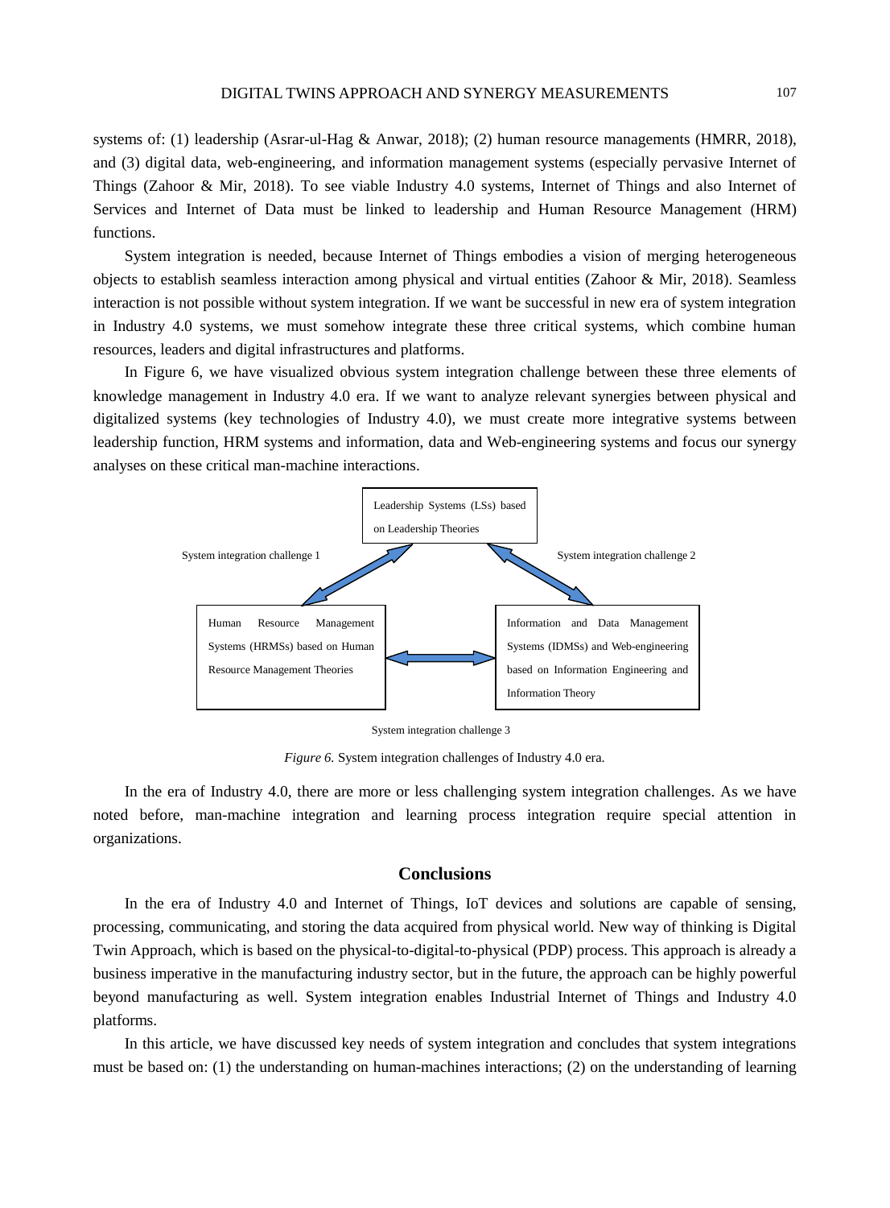systems of: (1) leadership (Asrar-ul-Hag & Anwar, 2018); (2) human resource managements (HMRR, 2018), and (3) digital data, web-engineering, and information management systems (especially pervasive Internet of Things (Zahoor & Mir, 2018). To see viable Industry 4.0 systems, Internet of Things and also Internet of Services and Internet of Data must be linked to leadership and Human Resource Management (HRM) functions.

System integration is needed, because Internet of Things embodies a vision of merging heterogeneous objects to establish seamless interaction among physical and virtual entities (Zahoor & Mir, 2018). Seamless interaction is not possible without system integration. If we want be successful in new era of system integration in Industry 4.0 systems, we must somehow integrate these three critical systems, which combine human resources, leaders and digital infrastructures and platforms.

In Figure 6, we have visualized obvious system integration challenge between these three elements of knowledge management in Industry 4.0 era. If we want to analyze relevant synergies between physical and digitalized systems (key technologies of Industry 4.0), we must create more integrative systems between leadership function, HRM systems and information, data and Web-engineering systems and focus our synergy analyses on these critical man-machine interactions.

Leadership Systems (LSs) based on Leadership Theories

System integration challenge 1

System integration challenge 2

Human Resource Management Systems (HRMSs) based on Human Resource Management Theories

Information and Data Management Systems (IDMSs) and Web-engineering based on Information Engineering and Information Theory

System integration challenge 3

*Figure 6.* System integration challenges of Industry 4.0 era.

In the era of Industry 4.0, there are more or less challenging system integration challenges. As we have noted before, man-machine integration and learning process integration require special attention in organizations.

## Conclusions

In the era of Industry 4.0 and Internet of Things, IoT devices and solutions are capable of sensing, processing, communicating, and storing the data acquired from physical world. New way of thinking is Digital Twin Approach, which is based on the physical-to-digital-to-physical (PDP) process. This approach is already a business imperative in the manufacturing industry sector, but in the future, the approach can be highly powerful beyond manufacturing as well. System integration enables Industrial Internet of Things and Industry 4.0 platforms.

In this article, we have discussed key needs of system integration and concludes that system integrations must be based on: (1) the understanding on human-machines interactions; (2) on the understanding of learning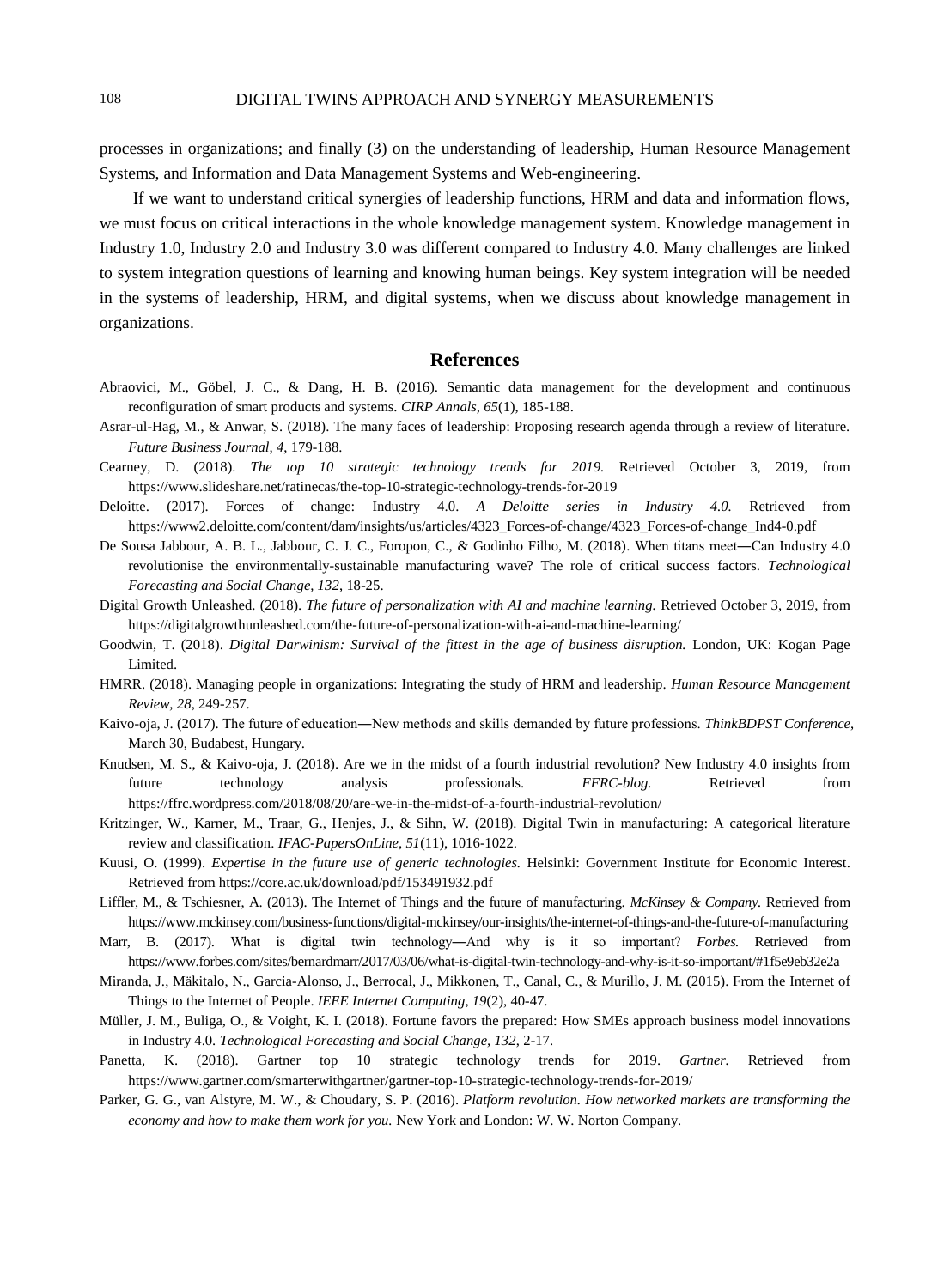processes in organizations; and finally (3) on the understanding of leadership, Human Resource Management Systems, and Information and Data Management Systems and Web-engineering.

If we want to understand critical synergies of leadership functions, HRM and data and information flows, we must focus on critical interactions in the whole knowledge management system. Knowledge management in Industry 1.0, Industry 2.0 and Industry 3.0 was different compared to Industry 4.0. Many challenges are linked to system integration questions of learning and knowing human beings. Key system integration will be needed in the systems of leadership, HRM, and digital systems, when we discuss about knowledge management in organizations.

## References

Abraovici, M., Göbel, J. C., & Dang, H. B. (2016). Semantic data management for the development and continuous reconfiguration of smart products and systems. *CIRP Annals, 65*(1), 185-188.

Asrar-ul-Hag, M., & Anwar, S. (2018). The many faces of leadership: Proposing research agenda through a review of literature. *Future Business Journal, 4*, 179-188.

Cearney, D. (2018). *The top 10 strategic technology trends for 2019*. Retrieved October 3, 2019, from https://www.slideshare.net/ratinecas/the-top-10-strategic-technology-trends-for-2019

Deloitte. (2017). Forces of change: Industry 4.0. *A Deloitte series in Industry 4.0*. Retrieved from https://www2.deloitte.com/content/dam/insights/us/articles/4323_Forces-of-change/4323_Forces-of-change_Ind4-0.pdf

De Sousa Jabbour, A. B. L., Jabbour, C. J. C., Foropon, C., & Godinho Filho, M. (2018). When titans meet―Can Industry 4.0 revolutionise the environmentally-sustainable manufacturing wave? The role of critical success factors. *Technological Forecasting and Social Change, 132*, 18-25.

Digital Growth Unleashed. (2018). *The future of personalization with AI and machine learning.* Retrieved October 3, 2019, from https://digitalgrowthunleashed.com/the-future-of-personalization-with-ai-and-machine-learning/

Goodwin, T. (2018). *Digital Darwinism: Survival of the fittest in the age of business disruption.* London, UK: Kogan Page Limited.

HMRR. (2018). Managing people in organizations: Integrating the study of HRM and leadership. *Human Resource Management Review, 28*, 249-257.

Kaivo-oja, J. (2017). The future of education―New methods and skills demanded by future professions. *ThinkBDPST Conference*, March 30, Budabest, Hungary.

Knudsen, M. S., & Kaivo-oja, J. (2018). Are we in the midst of a fourth industrial revolution? New Industry 4.0 insights from future technology analysis professionals. *FFRC-blog.* Retrieved from https://ffrc.wordpress.com/2018/08/20/are-we-in-the-midst-of-a-fourth-industrial-revolution/

Kritzinger, W., Karner, M., Traar, G., Henjes, J., & Sihn, W. (2018). Digital Twin in manufacturing: A categorical literature review and classification. *IFAC-PapersOnLine, 51*(11), 1016-1022.

Kuusi, O. (1999). *Expertise in the future use of generic technologies.* Helsinki: Government Institute for Economic Interest. Retrieved from https://core.ac.uk/download/pdf/153491932.pdf

Liffler, M., & Tschiesner, A. (2013). The Internet of Things and the future of manufacturing. *McKinsey & Company.* Retrieved from https://www.mckinsey.com/business-functions/digital-mckinsey/our-insights/the-internet-of-things-and-the-future-of-manufacturing

Marr, B. (2017). What is digital twin technology―And why is it so important? *Forbes.* Retrieved from https://www.forbes.com/sites/bernardmarr/2017/03/06/what-is-digital-twin-technology-and-why-is-it-so-important/#1f5e9eb32e2a

Miranda, J., Mäkitalo, N., Garcia-Alonso, J., Berrocal, J., Mikkonen, T., Canal, C., & Murillo, J. M. (2015). From the Internet of Things to the Internet of People. *IEEE Internet Computing, 19*(2), 40-47.

Müller, J. M., Buliga, O., & Voight, K. I. (2018). Fortune favors the prepared: How SMEs approach business model innovations in Industry 4.0. *Technological Forecasting and Social Change, 132*, 2-17.

Panetta, K. (2018). Gartner top 10 strategic technology trends for 2019. *Gartner.* Retrieved from https://www.gartner.com/smarterwithgartner/gartner-top-10-strategic-technology-trends-for-2019/

Parker, G. G., van Alstyre, M. W., & Choudary, S. P. (2016). *Platform revolution. How networked markets are transforming the economy and how to make them work for you.* New York and London: W. W. Norton Company.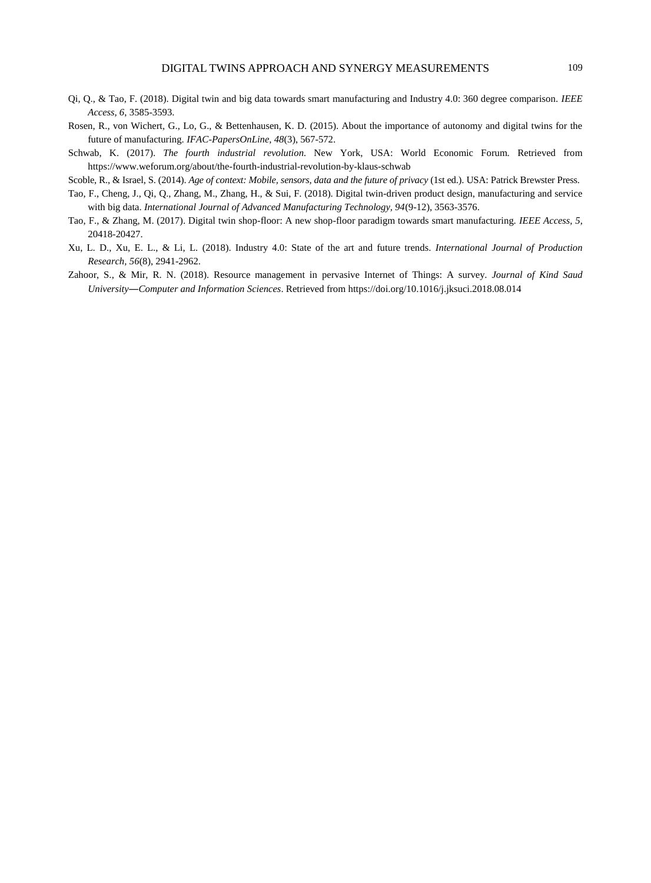Qi, Q., & Tao, F. (2018). Digital twin and big data towards smart manufacturing and Industry 4.0: 360 degree comparison. *IEEE Access*, *6*, 3585-3593.

Rosen, R., von Wichert, G., Lo, G., & Bettenhausen, K. D. (2015). About the importance of autonomy and digital twins for the future of manufacturing. *IFAC-PapersOnLine*, *48*(3), 567-572.

Schwab, K. (2017). *The fourth industrial revolution*. New York, USA: World Economic Forum. Retrieved from https://www.weforum.org/about/the-fourth-industrial-revolution-by-klaus-schwab

Scoble, R., & Israel, S. (2014). *Age of context: Mobile, sensors, data and the future of privacy* (1st ed.). USA: Patrick Brewster Press.

Tao, F., Cheng, J., Qi, Q., Zhang, M., Zhang, H., & Sui, F. (2018). Digital twin-driven product design, manufacturing and service with big data. *International Journal of Advanced Manufacturing Technology*, *94*(9-12), 3563-3576.

Tao, F., & Zhang, M. (2017). Digital twin shop-floor: A new shop-floor paradigm towards smart manufacturing. *IEEE Access*, *5*, 20418-20427.

Xu, L. D., Xu, E. L., & Li, L. (2018). Industry 4.0: State of the art and future trends. *International Journal of Production Research*, *56*(8), 2941-2962.

Zahoor, S., & Mir, R. N. (2018). Resource management in pervasive Internet of Things: A survey. *Journal of Kind Saud University—Computer and Information Sciences*. Retrieved from https://doi.org/10.1016/j.jksuci.2018.08.014